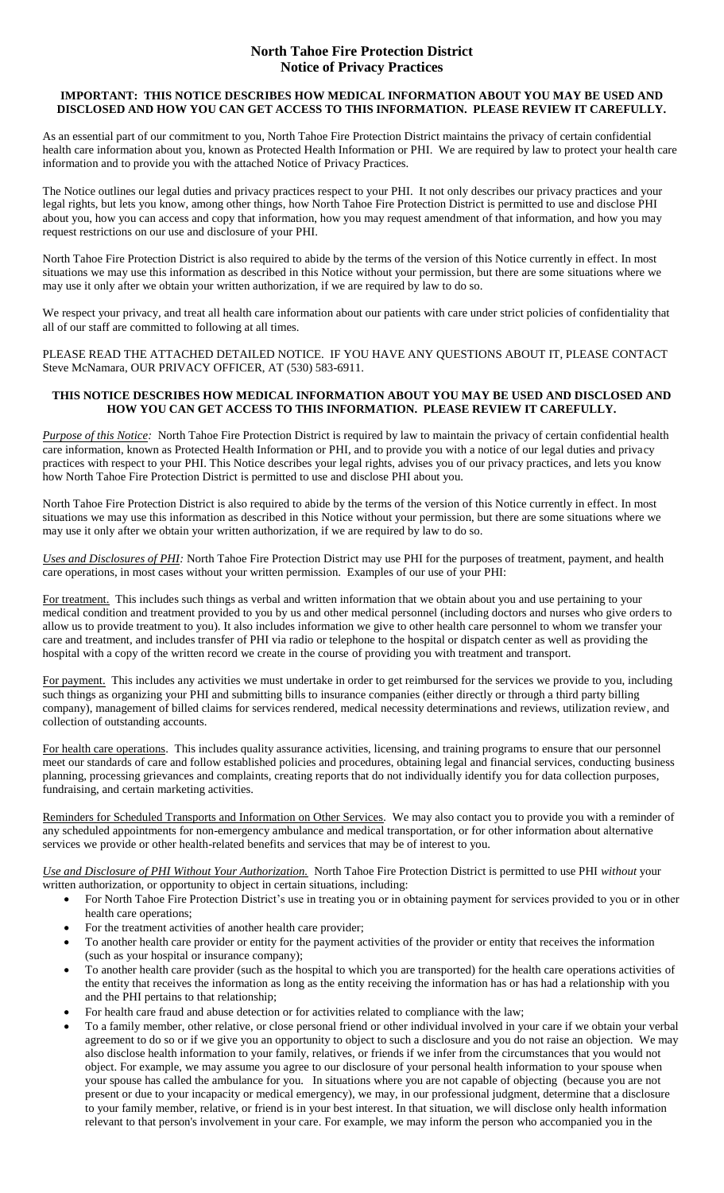# North Tahoe Fire Protection District
# Notice of Privacy Practices

**IMPORTANT: THIS NOTICE DESCRIBES HOW MEDICAL INFORMATION ABOUT YOU MAY BE USED AND DISCLOSED AND HOW YOU CAN GET ACCESS TO THIS INFORMATION. PLEASE REVIEW IT CAREFULLY.**

As an essential part of our commitment to you, North Tahoe Fire Protection District maintains the privacy of certain confidential health care information about you, known as Protected Health Information or PHI. We are required by law to protect your health care information and to provide you with the attached Notice of Privacy Practices.

The Notice outlines our legal duties and privacy practices respect to your PHI. It not only describes our privacy practices and your legal rights, but lets you know, among other things, how North Tahoe Fire Protection District is permitted to use and disclose PHI about you, how you can access and copy that information, how you may request amendment of that information, and how you may request restrictions on our use and disclosure of your PHI.

North Tahoe Fire Protection District is also required to abide by the terms of the version of this Notice currently in effect. In most situations we may use this information as described in this Notice without your permission, but there are some situations where we may use it only after we obtain your written authorization, if we are required by law to do so.

We respect your privacy, and treat all health care information about our patients with care under strict policies of confidentiality that all of our staff are committed to following at all times.

PLEASE READ THE ATTACHED DETAILED NOTICE. IF YOU HAVE ANY QUESTIONS ABOUT IT, PLEASE CONTACT Steve McNamara, OUR PRIVACY OFFICER, AT (530) 583-6911.

**THIS NOTICE DESCRIBES HOW MEDICAL INFORMATION ABOUT YOU MAY BE USED AND DISCLOSED AND HOW YOU CAN GET ACCESS TO THIS INFORMATION. PLEASE REVIEW IT CAREFULLY.**

*Purpose of this Notice:* North Tahoe Fire Protection District is required by law to maintain the privacy of certain confidential health care information, known as Protected Health Information or PHI, and to provide you with a notice of our legal duties and privacy practices with respect to your PHI. This Notice describes your legal rights, advises you of our privacy practices, and lets you know how North Tahoe Fire Protection District is permitted to use and disclose PHI about you.

North Tahoe Fire Protection District is also required to abide by the terms of the version of this Notice currently in effect. In most situations we may use this information as described in this Notice without your permission, but there are some situations where we may use it only after we obtain your written authorization, if we are required by law to do so.

*Uses and Disclosures of PHI:* North Tahoe Fire Protection District may use PHI for the purposes of treatment, payment, and health care operations, in most cases without your written permission. Examples of our use of your PHI:

For treatment. This includes such things as verbal and written information that we obtain about you and use pertaining to your medical condition and treatment provided to you by us and other medical personnel (including doctors and nurses who give orders to allow us to provide treatment to you). It also includes information we give to other health care personnel to whom we transfer your care and treatment, and includes transfer of PHI via radio or telephone to the hospital or dispatch center as well as providing the hospital with a copy of the written record we create in the course of providing you with treatment and transport.

For payment. This includes any activities we must undertake in order to get reimbursed for the services we provide to you, including such things as organizing your PHI and submitting bills to insurance companies (either directly or through a third party billing company), management of billed claims for services rendered, medical necessity determinations and reviews, utilization review, and collection of outstanding accounts.

For health care operations. This includes quality assurance activities, licensing, and training programs to ensure that our personnel meet our standards of care and follow established policies and procedures, obtaining legal and financial services, conducting business planning, processing grievances and complaints, creating reports that do not individually identify you for data collection purposes, fundraising, and certain marketing activities.

Reminders for Scheduled Transports and Information on Other Services. We may also contact you to provide you with a reminder of any scheduled appointments for non-emergency ambulance and medical transportation, or for other information about alternative services we provide or other health-related benefits and services that may be of interest to you.

*Use and Disclosure of PHI Without Your Authorization.* North Tahoe Fire Protection District is permitted to use PHI *without* your written authorization, or opportunity to object in certain situations, including:

- For North Tahoe Fire Protection District's use in treating you or in obtaining payment for services provided to you or in other health care operations;
- For the treatment activities of another health care provider;
- To another health care provider or entity for the payment activities of the provider or entity that receives the information (such as your hospital or insurance company);
- To another health care provider (such as the hospital to which you are transported) for the health care operations activities of the entity that receives the information as long as the entity receiving the information has or has had a relationship with you and the PHI pertains to that relationship;
- For health care fraud and abuse detection or for activities related to compliance with the law;
- To a family member, other relative, or close personal friend or other individual involved in your care if we obtain your verbal agreement to do so or if we give you an opportunity to object to such a disclosure and you do not raise an objection. We may also disclose health information to your family, relatives, or friends if we infer from the circumstances that you would not object. For example, we may assume you agree to our disclosure of your personal health information to your spouse when your spouse has called the ambulance for you. In situations where you are not capable of objecting (because you are not present or due to your incapacity or medical emergency), we may, in our professional judgment, determine that a disclosure to your family member, relative, or friend is in your best interest. In that situation, we will disclose only health information relevant to that person's involvement in your care. For example, we may inform the person who accompanied you in the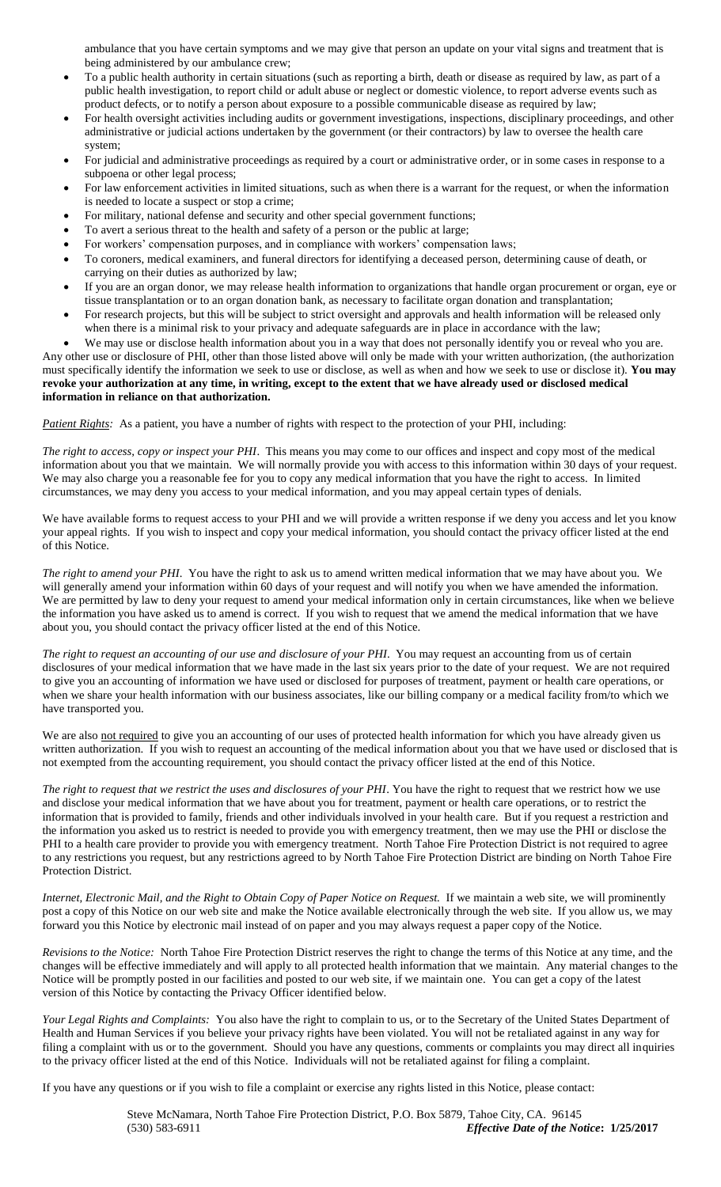ambulance that you have certain symptoms and we may give that person an update on your vital signs and treatment that is being administered by our ambulance crew;

- To a public health authority in certain situations (such as reporting a birth, death or disease as required by law, as part of a public health investigation, to report child or adult abuse or neglect or domestic violence, to report adverse events such as product defects, or to notify a person about exposure to a possible communicable disease as required by law;
- For health oversight activities including audits or government investigations, inspections, disciplinary proceedings, and other administrative or judicial actions undertaken by the government (or their contractors) by law to oversee the health care system;
- For judicial and administrative proceedings as required by a court or administrative order, or in some cases in response to a subpoena or other legal process;
- For law enforcement activities in limited situations, such as when there is a warrant for the request, or when the information is needed to locate a suspect or stop a crime;
- For military, national defense and security and other special government functions;
- To avert a serious threat to the health and safety of a person or the public at large;
- For workers' compensation purposes, and in compliance with workers' compensation laws;
- To coroners, medical examiners, and funeral directors for identifying a deceased person, determining cause of death, or carrying on their duties as authorized by law;
- If you are an organ donor, we may release health information to organizations that handle organ procurement or organ, eye or tissue transplantation or to an organ donation bank, as necessary to facilitate organ donation and transplantation;
- For research projects, but this will be subject to strict oversight and approvals and health information will be released only when there is a minimal risk to your privacy and adequate safeguards are in place in accordance with the law;
- We may use or disclose health information about you in a way that does not personally identify you or reveal who you are.

Any other use or disclosure of PHI, other than those listed above will only be made with your written authorization, (the authorization must specifically identify the information we seek to use or disclose, as well as when and how we seek to use or disclose it). **You may revoke your authorization at any time, in writing, except to the extent that we have already used or disclosed medical information in reliance on that authorization.**

*Patient Rights:* As a patient, you have a number of rights with respect to the protection of your PHI, including:

*The right to access, copy or inspect your PHI*. This means you may come to our offices and inspect and copy most of the medical information about you that we maintain. We will normally provide you with access to this information within 30 days of your request. We may also charge you a reasonable fee for you to copy any medical information that you have the right to access. In limited circumstances, we may deny you access to your medical information, and you may appeal certain types of denials.

We have available forms to request access to your PHI and we will provide a written response if we deny you access and let you know your appeal rights. If you wish to inspect and copy your medical information, you should contact the privacy officer listed at the end of this Notice.

*The right to amend your PHI*. You have the right to ask us to amend written medical information that we may have about you. We will generally amend your information within 60 days of your request and will notify you when we have amended the information. We are permitted by law to deny your request to amend your medical information only in certain circumstances, like when we believe the information you have asked us to amend is correct. If you wish to request that we amend the medical information that we have about you, you should contact the privacy officer listed at the end of this Notice.

*The right to request an accounting of our use and disclosure of your PHI*. You may request an accounting from us of certain disclosures of your medical information that we have made in the last six years prior to the date of your request. We are not required to give you an accounting of information we have used or disclosed for purposes of treatment, payment or health care operations, or when we share your health information with our business associates, like our billing company or a medical facility from/to which we have transported you.

We are also <u>not required</u> to give you an accounting of our uses of protected health information for which you have already given us written authorization. If you wish to request an accounting of the medical information about you that we have used or disclosed that is not exempted from the accounting requirement, you should contact the privacy officer listed at the end of this Notice.

*The right to request that we restrict the uses and disclosures of your PHI*. You have the right to request that we restrict how we use and disclose your medical information that we have about you for treatment, payment or health care operations, or to restrict the information that is provided to family, friends and other individuals involved in your health care. But if you request a restriction and the information you asked us to restrict is needed to provide you with emergency treatment, then we may use the PHI or disclose the PHI to a health care provider to provide you with emergency treatment. North Tahoe Fire Protection District is not required to agree to any restrictions you request, but any restrictions agreed to by North Tahoe Fire Protection District are binding on North Tahoe Fire Protection District.

*Internet, Electronic Mail, and the Right to Obtain Copy of Paper Notice on Request.* If we maintain a web site, we will prominently post a copy of this Notice on our web site and make the Notice available electronically through the web site. If you allow us, we may forward you this Notice by electronic mail instead of on paper and you may always request a paper copy of the Notice.

*Revisions to the Notice:* North Tahoe Fire Protection District reserves the right to change the terms of this Notice at any time, and the changes will be effective immediately and will apply to all protected health information that we maintain. Any material changes to the Notice will be promptly posted in our facilities and posted to our web site, if we maintain one. You can get a copy of the latest version of this Notice by contacting the Privacy Officer identified below.

*Your Legal Rights and Complaints:* You also have the right to complain to us, or to the Secretary of the United States Department of Health and Human Services if you believe your privacy rights have been violated. You will not be retaliated against in any way for filing a complaint with us or to the government. Should you have any questions, comments or complaints you may direct all inquiries to the privacy officer listed at the end of this Notice. Individuals will not be retaliated against for filing a complaint.

If you have any questions or if you wish to file a complaint or exercise any rights listed in this Notice, please contact:

Steve McNamara, North Tahoe Fire Protection District, P.O. Box 5879, Tahoe City, CA. 96145
(530) 583-6911

***Effective Date of the Notice*: 1/25/2017**